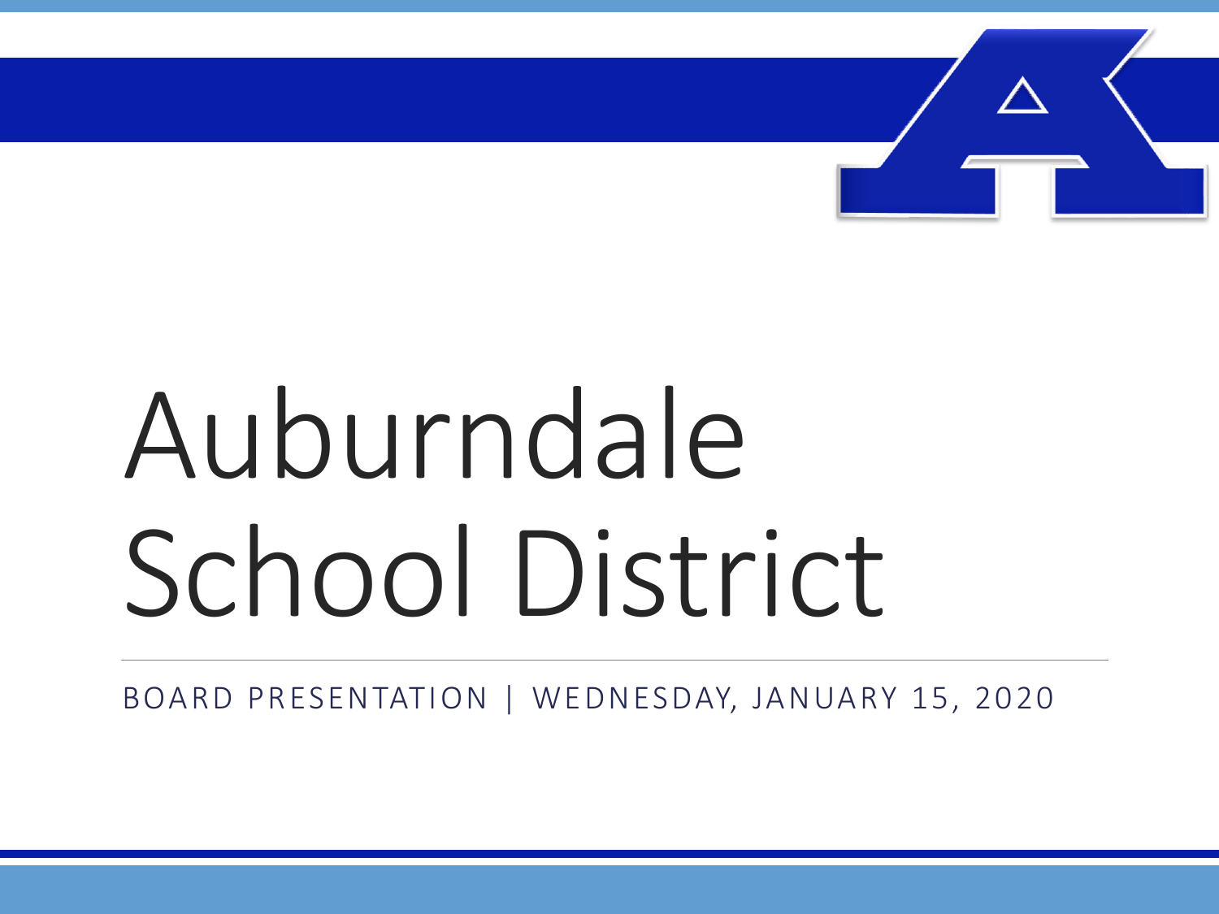# Auburndale School District

BOARD PRESENTATION | WEDNESDAY, JANUARY 15, 2020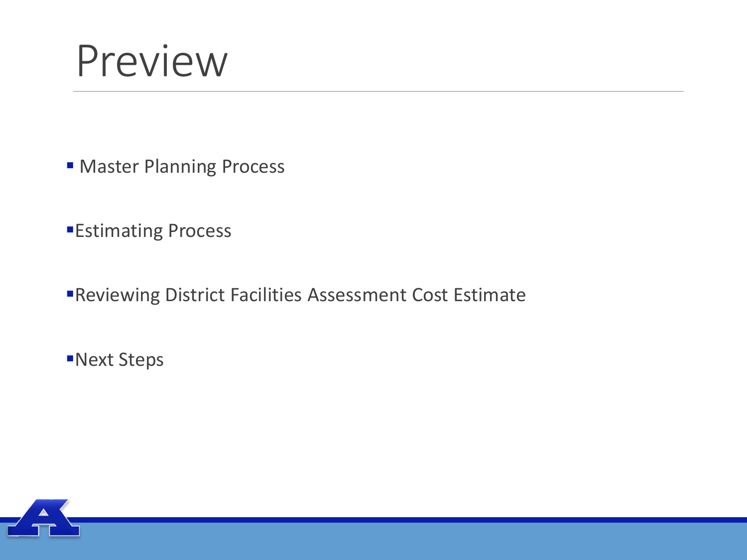# Preview

- Master Planning Process
- Estimating Process
- Reviewing District Facilities Assessment Cost Estimate
- Next Steps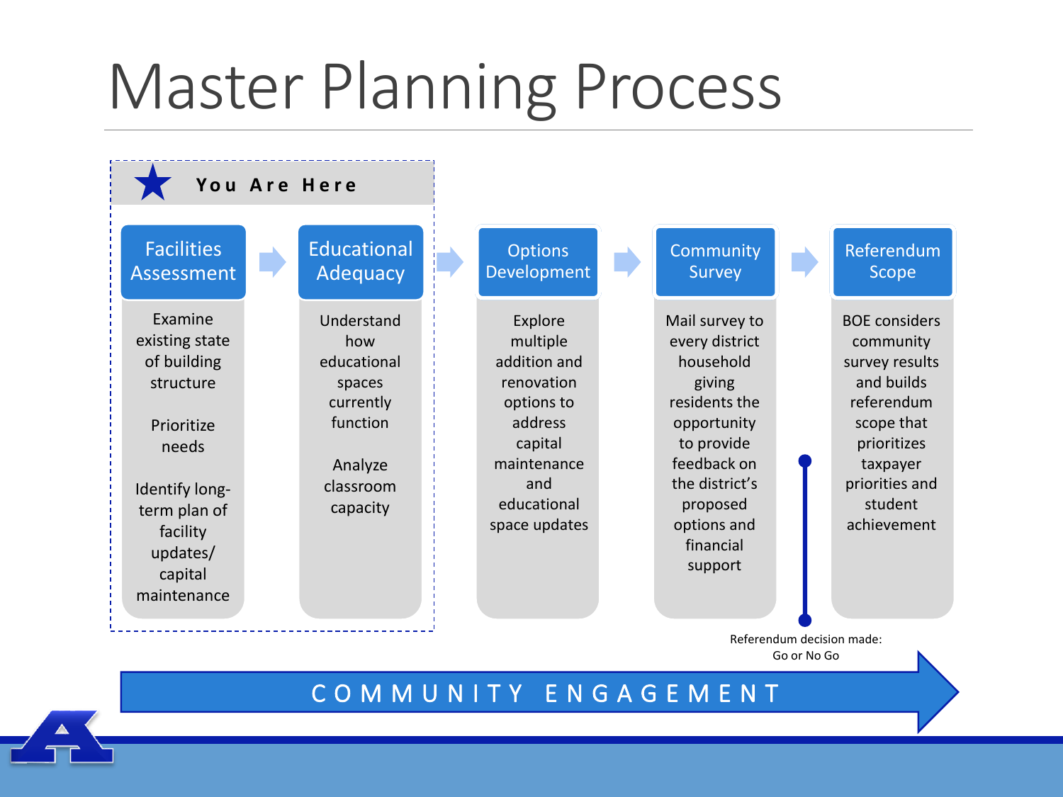# Master Planning Process

★ **You Are Here**

### Facilities Assessment

- Examine existing state of building structure
- Prioritize needs
- Identify long-term plan of facility updates/ capital maintenance

### Educational Adequacy

- Understand how educational spaces currently function
- Analyze classroom capacity

### Options Development

- Explore multiple addition and renovation options to address capital maintenance and educational space updates

### Community Survey

- Mail survey to every district household giving residents the opportunity to provide feedback on the district's proposed options and financial support

Referendum decision made: Go or No Go

### Referendum Scope

- BOE considers community survey results and builds referendum scope that prioritizes taxpayer priorities and student achievement

**COMMUNITY ENGAGEMENT**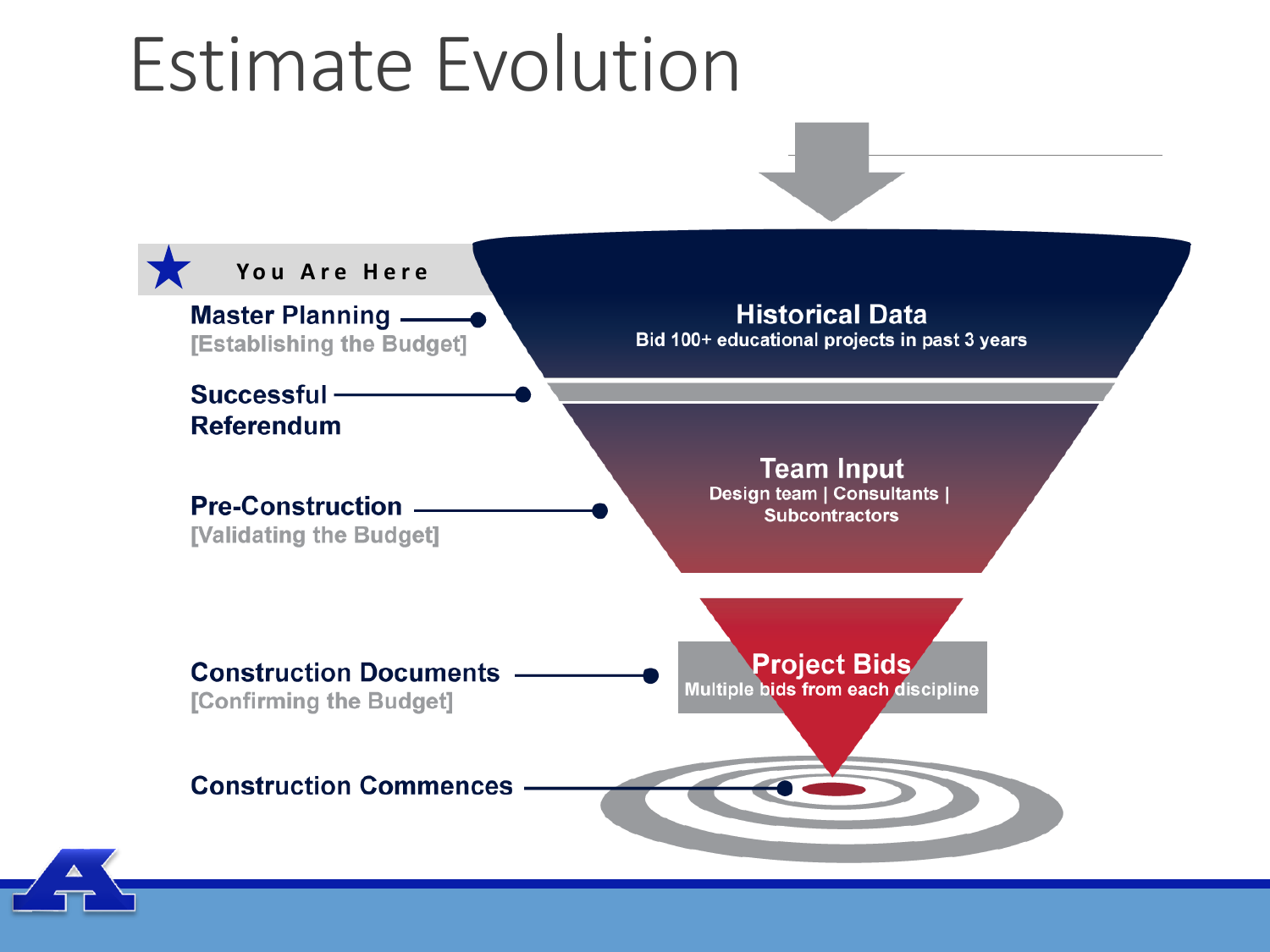# Estimate Evolution

★ You Are Here

**Master Planning**
[Establishing the Budget]

**Successful Referendum**

**Pre-Construction**
[Validating the Budget]

**Construction Documents**
[Confirming the Budget]

**Construction Commences**

**Historical Data**
Bid 100+ educational projects in past 3 years

**Team Input**
Design team | Consultants | Subcontractors

**Project Bids**
Multiple bids from each discipline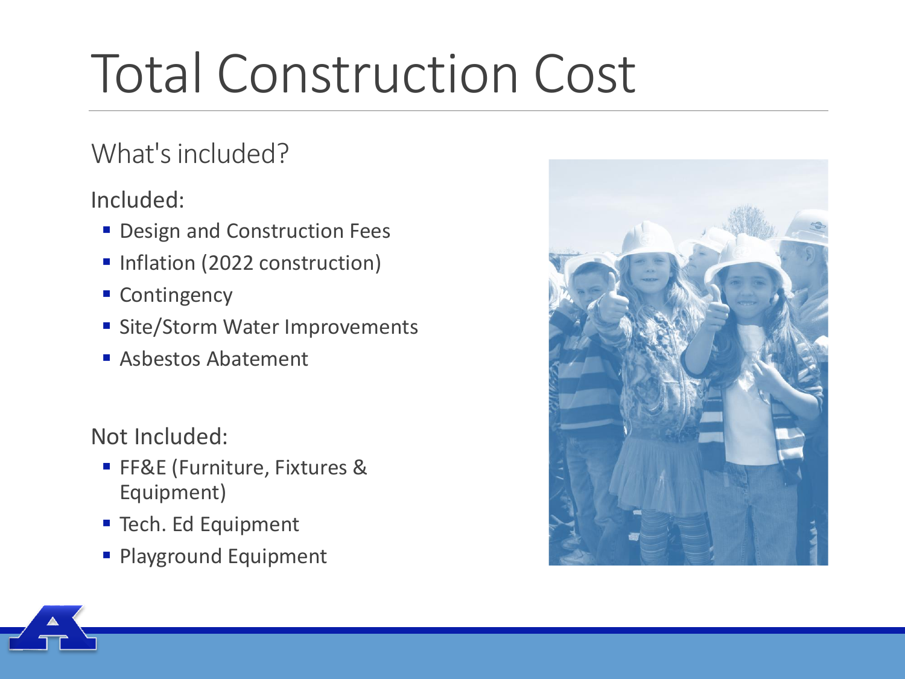# Total Construction Cost

## What's included?

Included:

- Design and Construction Fees
- Inflation (2022 construction)
- Contingency
- Site/Storm Water Improvements
- Asbestos Abatement

Not Included:

- FF&E (Furniture, Fixtures & Equipment)
- Tech. Ed Equipment
- Playground Equipment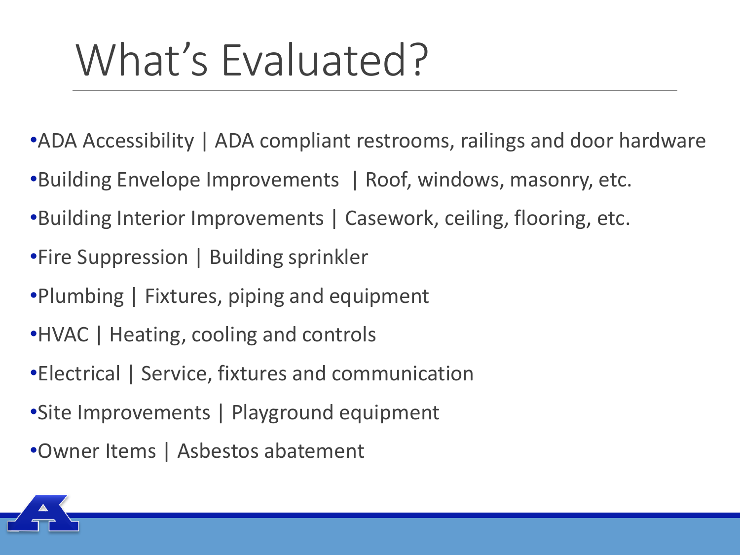# What's Evaluated?

- ADA Accessibility | ADA compliant restrooms, railings and door hardware
- Building Envelope Improvements | Roof, windows, masonry, etc.
- Building Interior Improvements | Casework, ceiling, flooring, etc.
- Fire Suppression | Building sprinkler
- Plumbing | Fixtures, piping and equipment
- HVAC | Heating, cooling and controls
- Electrical | Service, fixtures and communication
- Site Improvements | Playground equipment
- Owner Items | Asbestos abatement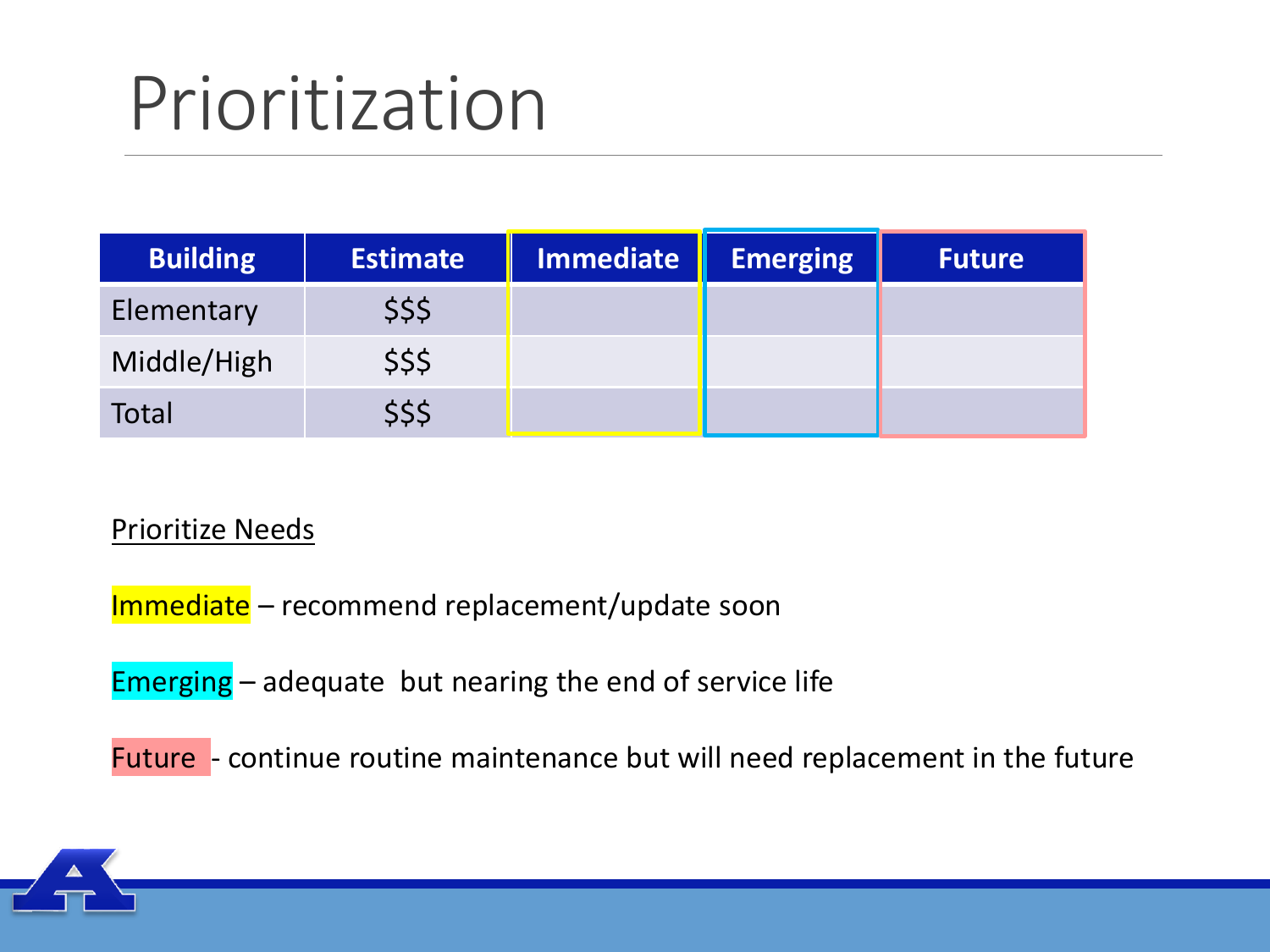# Prioritization

| Building | Estimate | Immediate | Emerging | Future |
|---|---|---|---|---|
| Elementary | $$$ | | | |
| Middle/High | $$$ | | | |
| Total | $$$ | | | |

Prioritize Needs

Immediate – recommend replacement/update soon

Emerging – adequate but nearing the end of service life

Future - continue routine maintenance but will need replacement in the future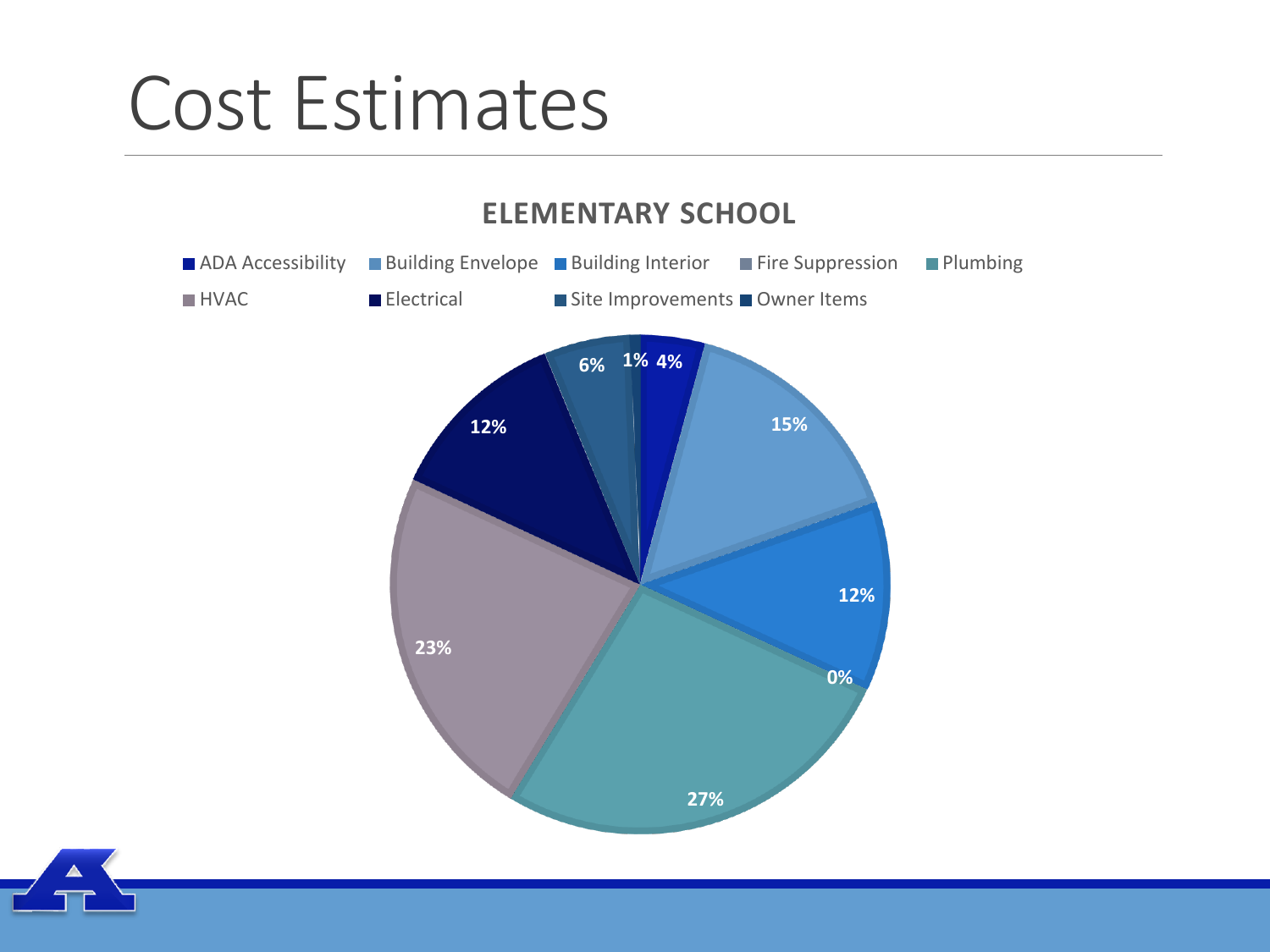# Cost Estimates

## ELEMENTARY SCHOOL

| Category | Percentage |
|---|---|
| ADA Accessibility | 4% |
| Building Envelope | 15% |
| Building Interior | 12% |
| Fire Suppression | 0% |
| Plumbing | 27% |
| HVAC | 23% |
| Electrical | 12% |
| Site Improvements | 6% |
| Owner Items | 1% |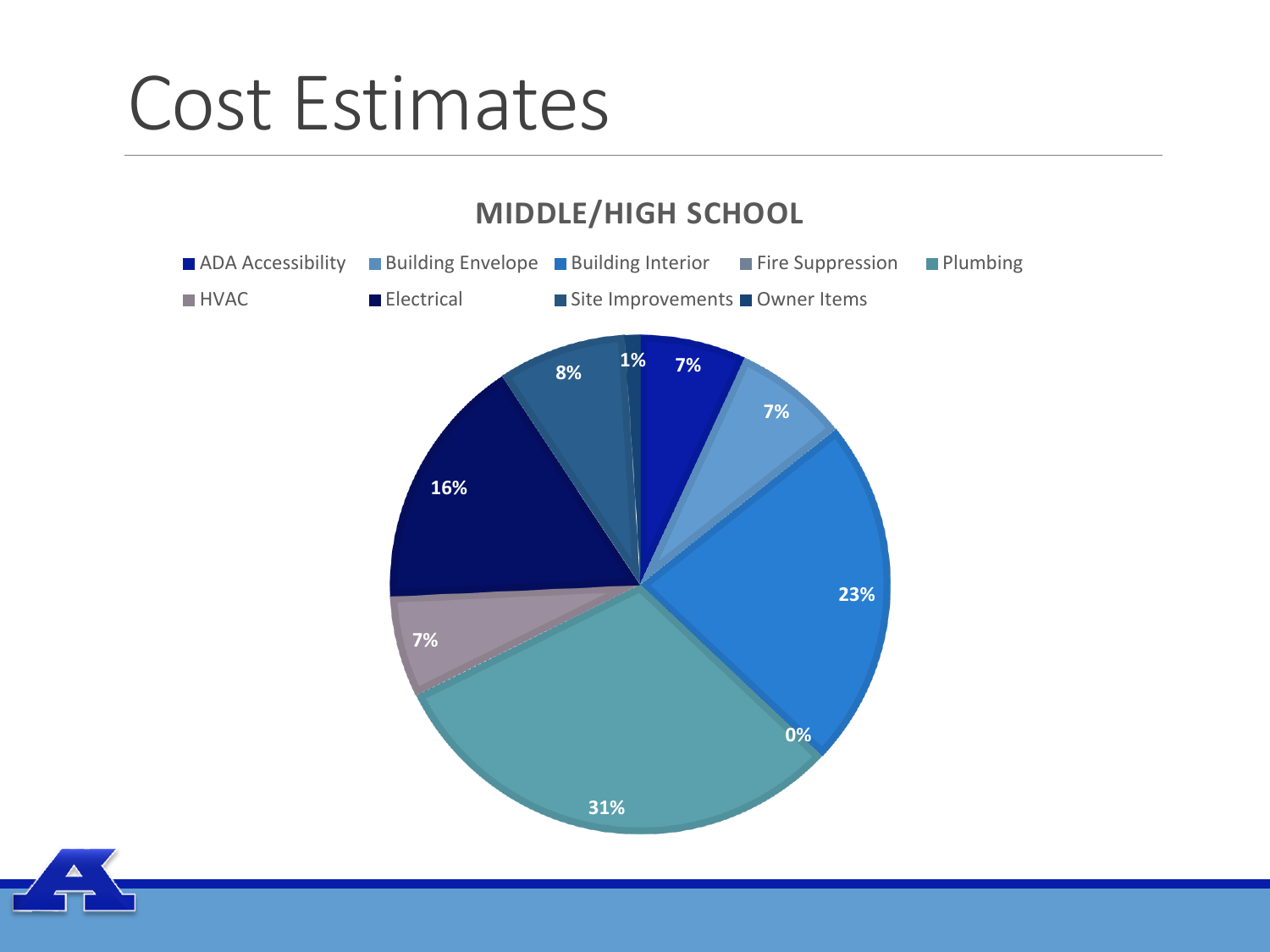# Cost Estimates

## MIDDLE/HIGH SCHOOL

- ADA Accessibility
- Building Envelope
- Building Interior
- Fire Suppression
- Plumbing
- HVAC
- Electrical
- Site Improvements
- Owner Items

| Category | Percentage |
| --- | --- |
| ADA Accessibility | 7% |
| Building Envelope | 7% |
| Building Interior | 23% |
| Fire Suppression | 0% |
| Plumbing | 31% |
| HVAC | 7% |
| Electrical | 16% |
| Site Improvements | 8% |
| Owner Items | 1% |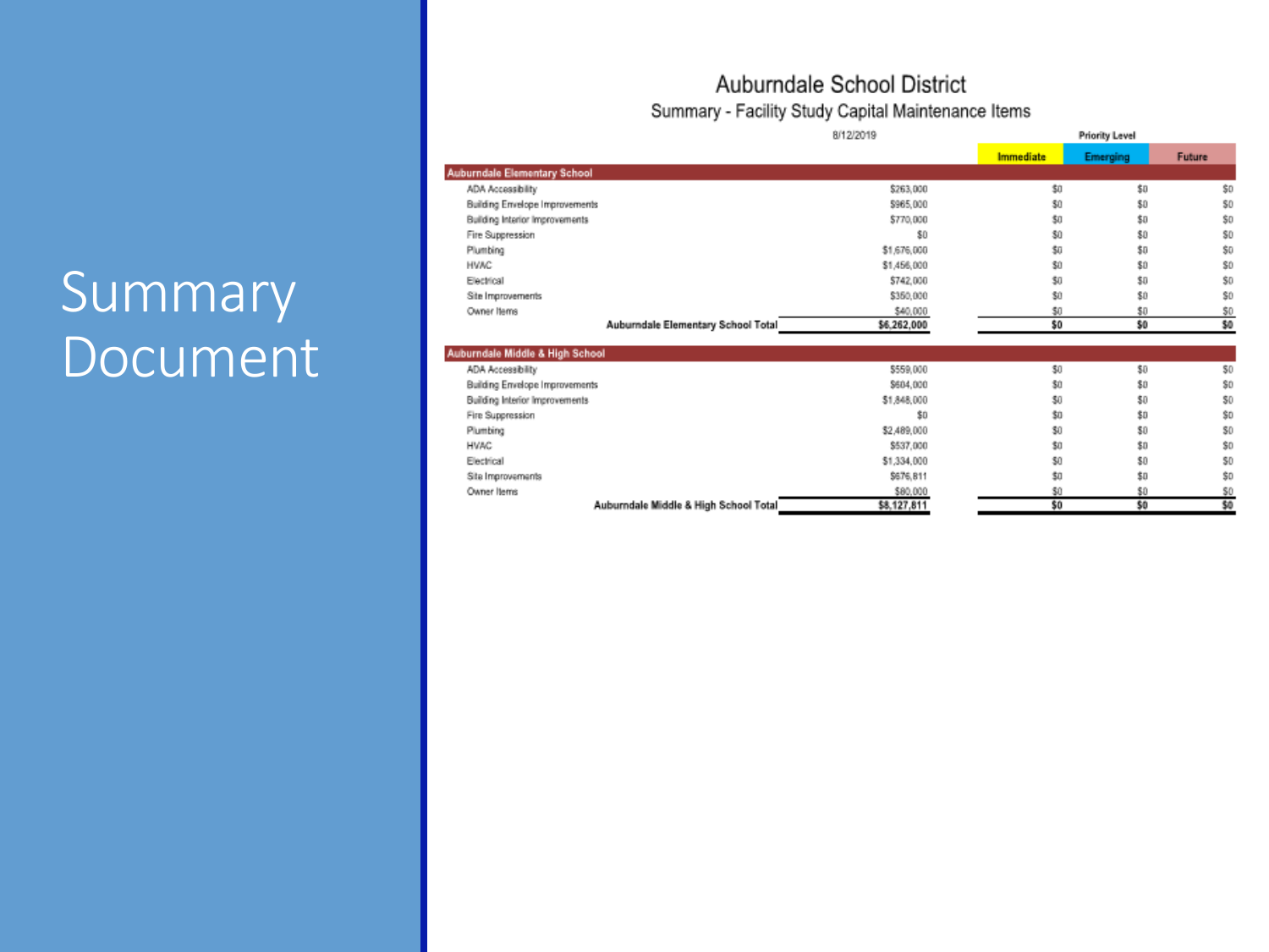# Summary Document

## Auburndale School District

### Summary - Facility Study Capital Maintenance Items

8/12/2019

| | | Priority Level | | |
|---|---|---|---|---|
| | | Immediate | Emerging | Future |
| **Auburndale Elementary School** | | | | |
| ADA Accessibility | $263,000 | $0 | $0 | $0 |
| Building Envelope Improvements | $965,000 | $0 | $0 | $0 |
| Building Interior Improvements | $770,000 | $0 | $0 | $0 |
| Fire Suppression | $0 | $0 | $0 | $0 |
| Plumbing | $1,676,000 | $0 | $0 | $0 |
| HVAC | $1,456,000 | $0 | $0 | $0 |
| Electrical | $742,000 | $0 | $0 | $0 |
| Site Improvements | $350,000 | $0 | $0 | $0 |
| Owner Items | $40,000 | $0 | $0 | $0 |
| **Auburndale Elementary School Total** | **$6,262,000** | **$0** | **$0** | **$0** |
| **Auburndale Middle & High School** | | | | |
| ADA Accessibility | $559,000 | $0 | $0 | $0 |
| Building Envelope Improvements | $604,000 | $0 | $0 | $0 |
| Building Interior Improvements | $1,848,000 | $0 | $0 | $0 |
| Fire Suppression | $0 | $0 | $0 | $0 |
| Plumbing | $2,489,000 | $0 | $0 | $0 |
| HVAC | $537,000 | $0 | $0 | $0 |
| Electrical | $1,334,000 | $0 | $0 | $0 |
| Site Improvements | $676,811 | $0 | $0 | $0 |
| Owner Items | $80,000 | $0 | $0 | $0 |
| **Auburndale Middle & High School Total** | **$8,127,811** | **$0** | **$0** | **$0** |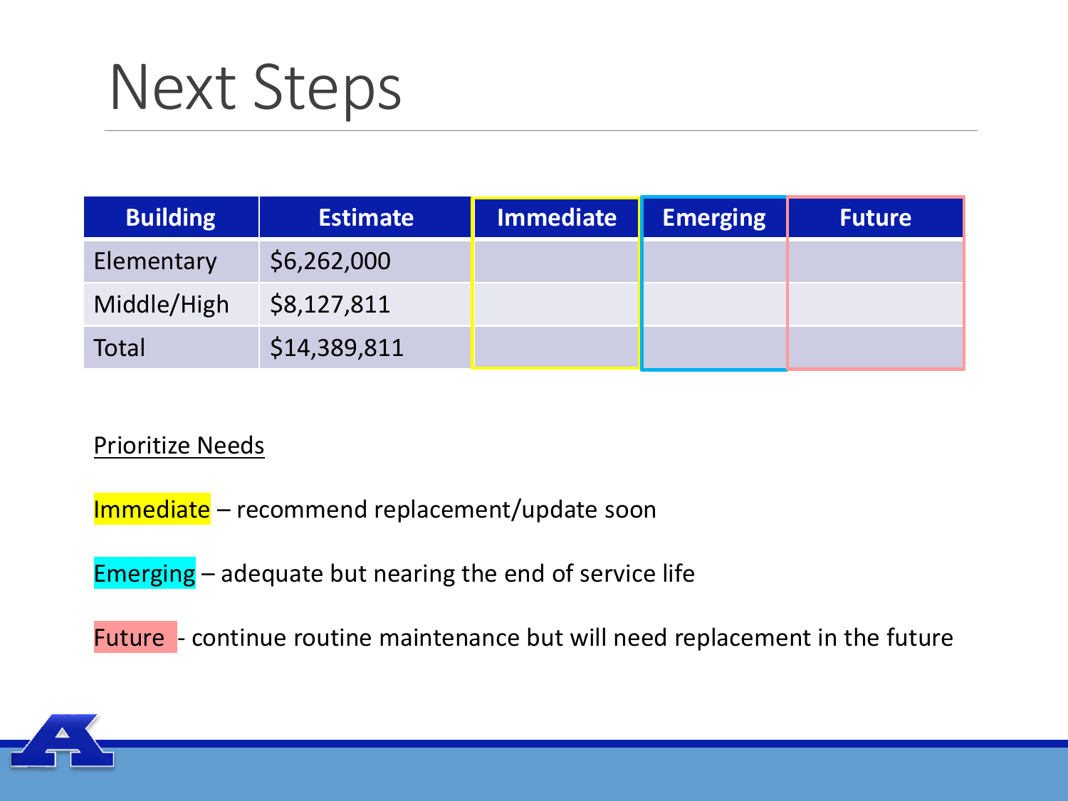# Next Steps

| Building | Estimate | Immediate | Emerging | Future |
|---|---|---|---|---|
| Elementary | $6,262,000 | | | |
| Middle/High | $8,127,811 | | | |
| Total | $14,389,811 | | | |

<u>Prioritize Needs</u>

Immediate – recommend replacement/update soon

Emerging – adequate but nearing the end of service life

Future - continue routine maintenance but will need replacement in the future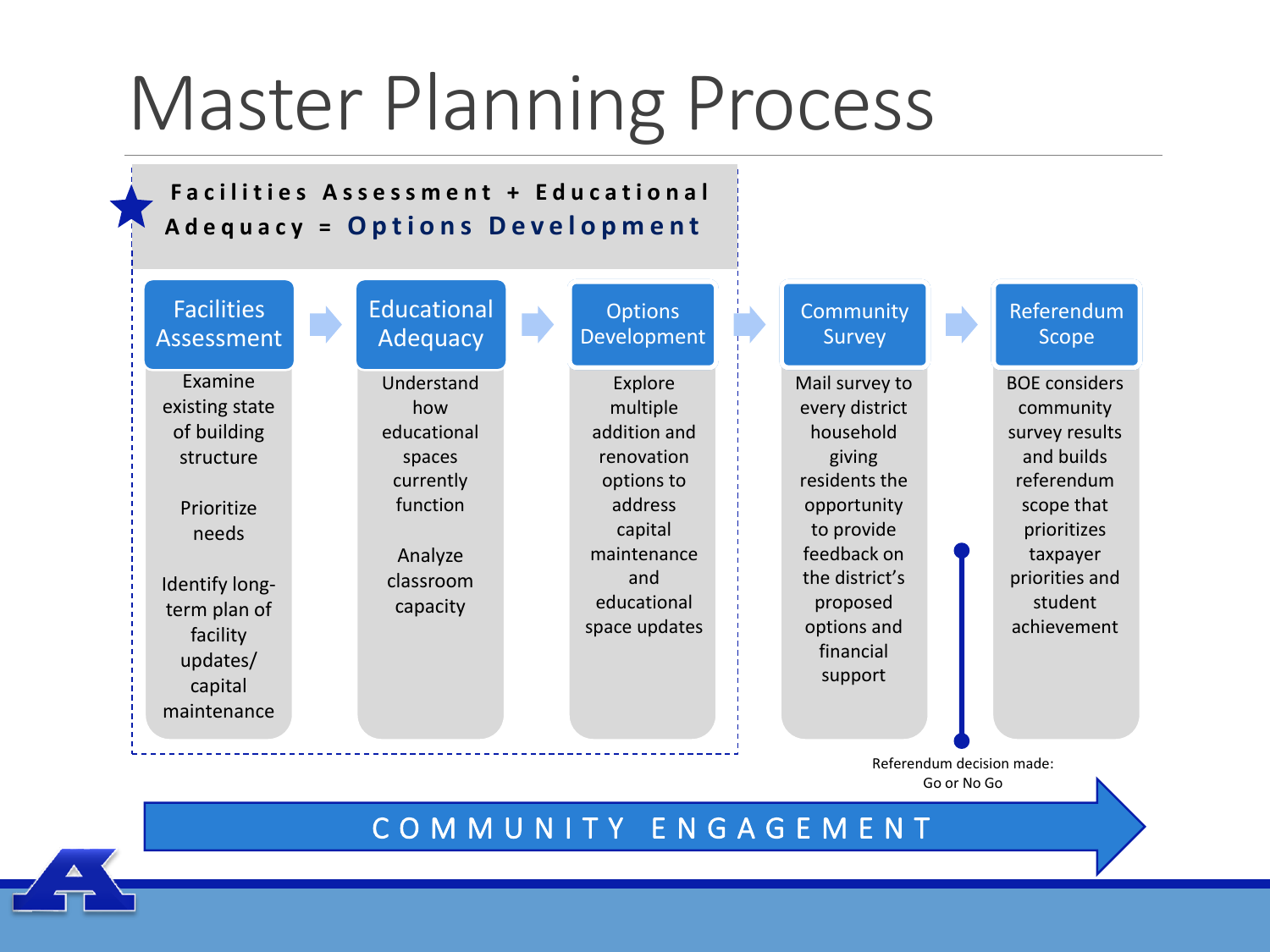# Master Planning Process

**Facilities Assessment + Educational Adequacy = Options Development**

| Facilities Assessment | Educational Adequacy | Options Development | Community Survey | Referendum Scope |
|---|---|---|---|---|
| Examine existing state of building structure<br><br>Prioritize needs<br><br>Identify long-term plan of facility updates/ capital maintenance | Understand how educational spaces currently function<br><br>Analyze classroom capacity | Explore multiple addition and renovation options to address capital maintenance and educational space updates | Mail survey to every district household giving residents the opportunity to provide feedback on the district's proposed options and financial support | BOE considers community survey results and builds referendum scope that prioritizes taxpayer priorities and student achievement |

Referendum decision made: Go or No Go

COMMUNITY ENGAGEMENT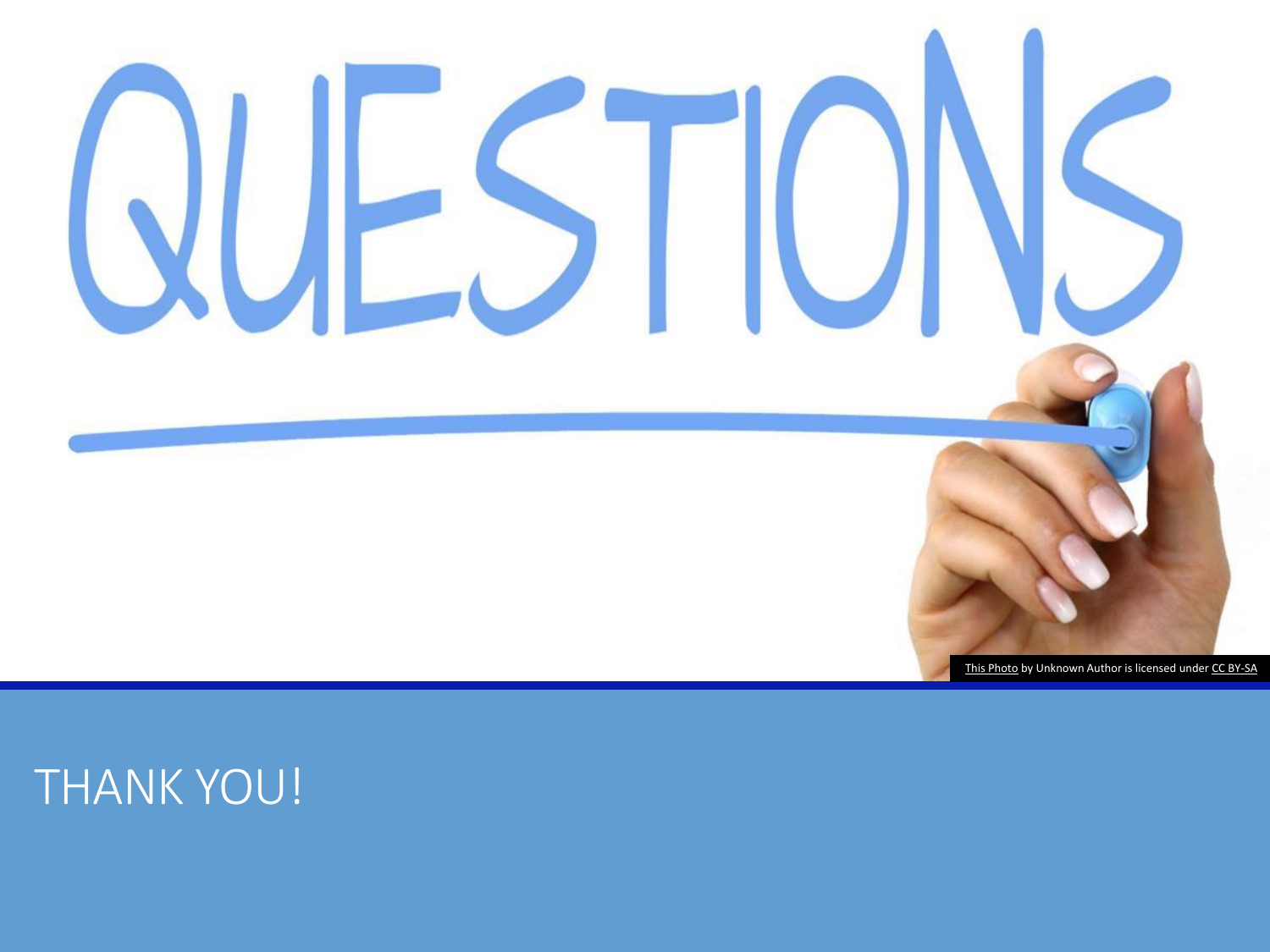QUESTIONS

This Photo by Unknown Author is licensed under CC BY-SA

# THANK YOU!